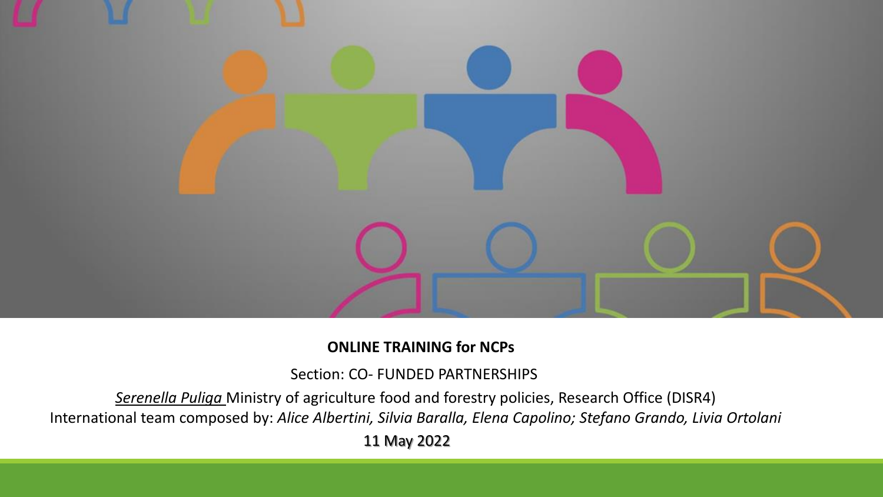**ONLINE TRAINING for NCPs**

Section: CO- FUNDED PARTNERSHIPS

*Serenella Puliga* Ministry of agriculture food and forestry policies, Research Office (DISR4)

International team composed by: *Alice Albertini, Silvia Baralla, Elena Capolino; Stefano Grando, Livia Ortolani*

11 May 2022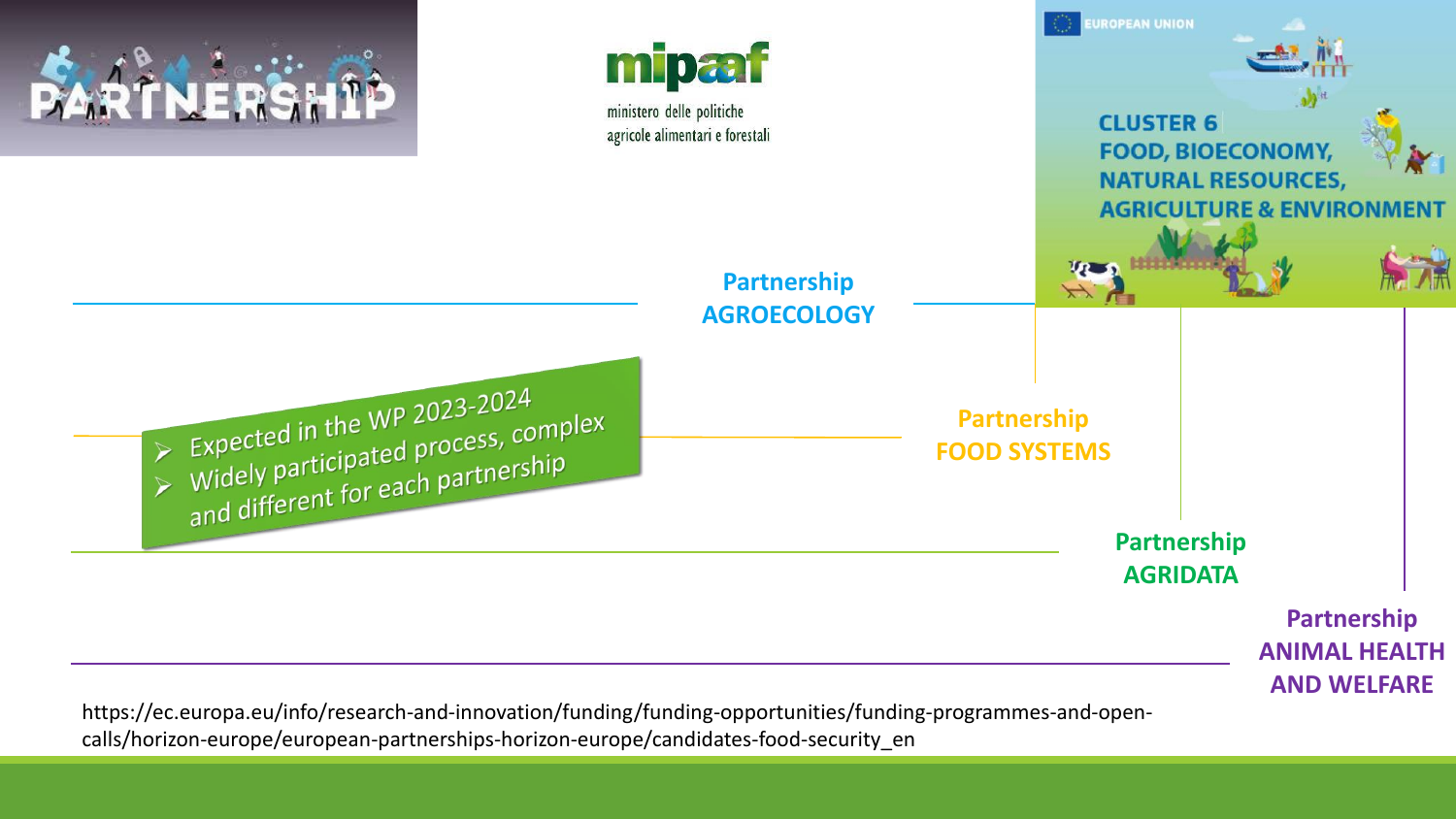PARTNERSHIP

mipaaf
ministero delle politiche agricole alimentari e forestali

EUROPEAN UNION

CLUSTER 6
FOOD, BIOECONOMY, NATURAL RESOURCES, AGRICULTURE & ENVIRONMENT

**Partnership AGROECOLOGY**

**Partnership FOOD SYSTEMS**

**Partnership AGRIDATA**

**Partnership ANIMAL HEALTH AND WELFARE**

- Expected in the WP 2023-2024
- Widely participated process, complex and different for each partnership

https://ec.europa.eu/info/research-and-innovation/funding/funding-opportunities/funding-programmes-and-open-calls/horizon-europe/european-partnerships-horizon-europe/candidates-food-security_en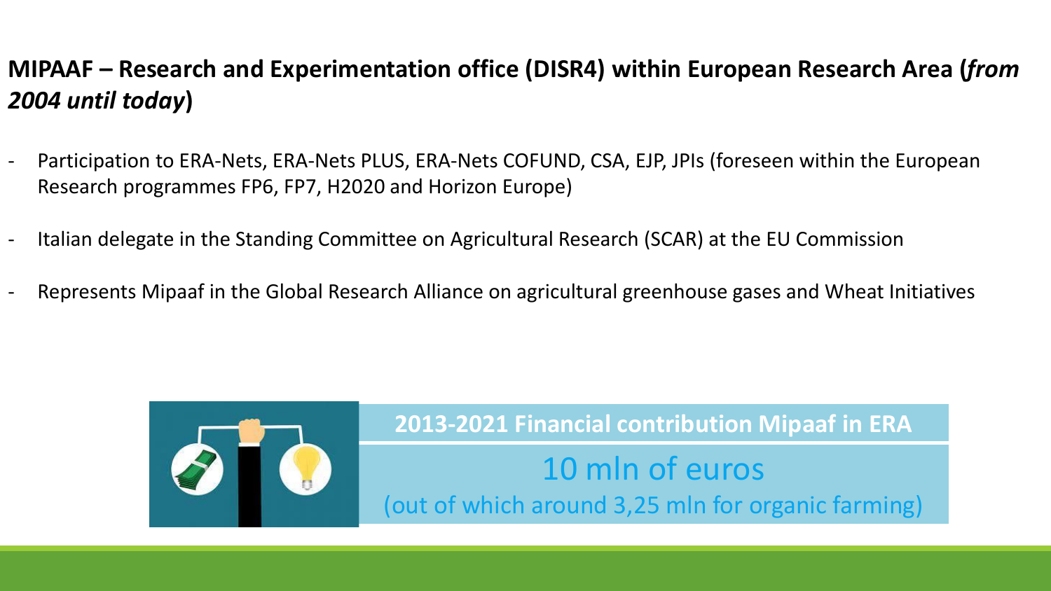## MIPAAF – Research and Experimentation office (DISR4) within European Research Area (*from 2004 until today*)

- Participation to ERA-Nets, ERA-Nets PLUS, ERA-Nets COFUND, CSA, EJP, JPIs (foreseen within the European Research programmes FP6, FP7, H2020 and Horizon Europe)
- Italian delegate in the Standing Committee on Agricultural Research (SCAR) at the EU Commission
- Represents Mipaaf in the Global Research Alliance on agricultural greenhouse gases and Wheat Initiatives

**2013-2021 Financial contribution Mipaaf in ERA**

10 mln of euros

(out of which around 3,25 mln for organic farming)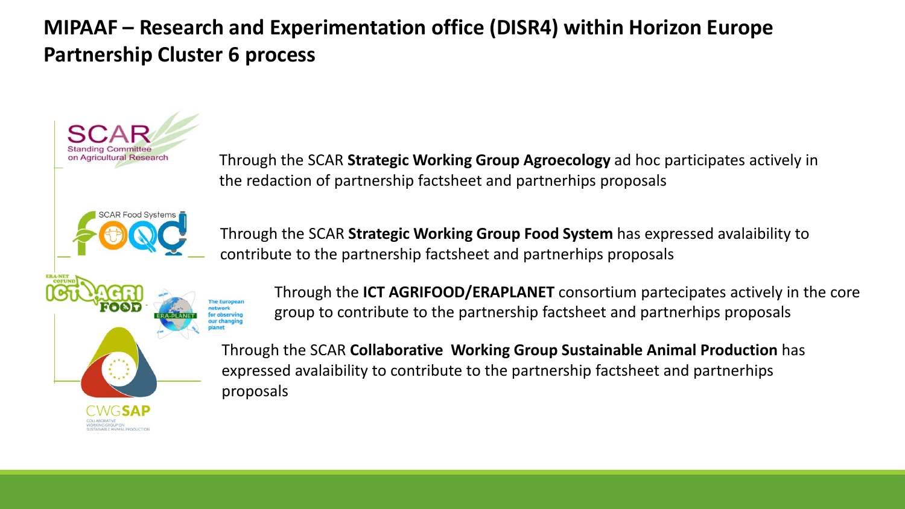# MIPAAF – Research and Experimentation office (DISR4) within Horizon Europe Partnership Cluster 6 process

SCAR Standing Committee on Agricultural Research

Through the SCAR **Strategic Working Group Agroecology** ad hoc participates actively in the redaction of partnership factsheet and partnerhips proposals

SCAR Food Systems

Through the SCAR **Strategic Working Group Food System** has expressed avalaibility to contribute to the partnership factsheet and partnerhips proposals

ERA-NET COFUND ICT AGRI FOOD

ERA-PLANET The European network for observing our changing planet

Through the **ICT AGRIFOOD/ERAPLANET** consortium partecipates actively in the core group to contribute to the partnership factsheet and partnerhips proposals

CWGSAP COLLABORATIVE WORKING GROUP ON SUSTAINABLE ANIMAL PRODUCTION

Through the SCAR **Collaborative Working Group Sustainable Animal Production** has expressed avalaibility to contribute to the partnership factsheet and partnerhips proposals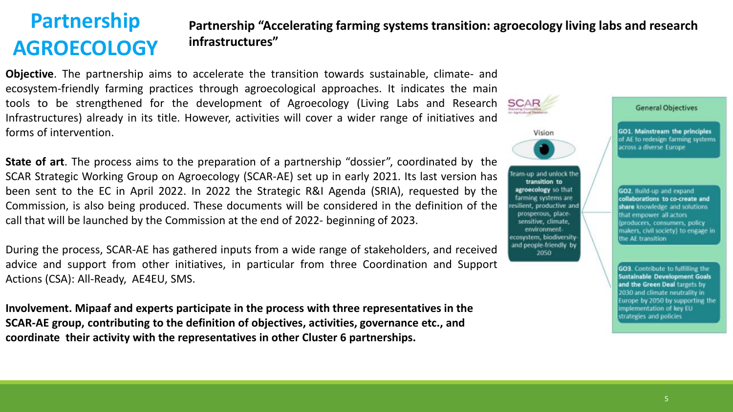# Partnership AGROECOLOGY

## Partnership “Accelerating farming systems transition: agroecology living labs and research infrastructures”

**Objective**. The partnership aims to accelerate the transition towards sustainable, climate- and ecosystem-friendly farming practices through agroecological approaches. It indicates the main tools to be strengthened for the development of Agroecology (Living Labs and Research Infrastructures) already in its title. However, activities will cover a wider range of initiatives and forms of intervention.

**State of art**. The process aims to the preparation of a partnership “dossier”, coordinated by the SCAR Strategic Working Group on Agroecology (SCAR-AE) set up in early 2021. Its last version has been sent to the EC in April 2022. In 2022 the Strategic R&I Agenda (SRIA), requested by the Commission, is also being produced. These documents will be considered in the definition of the call that will be launched by the Commission at the end of 2022- beginning of 2023.

During the process, SCAR-AE has gathered inputs from a wide range of stakeholders, and received advice and support from other initiatives, in particular from three Coordination and Support Actions (CSA): All-Ready, AE4EU, SMS.

**Involvement. Mipaaf and experts participate in the process with three representatives in the SCAR-AE group, contributing to the definition of objectives, activities, governance etc., and coordinate their activity with the representatives in other Cluster 6 partnerships.**

SCAR Standing Committee on Agricultural Research

Vision

Team-up and unlock the **transition to agroecology** so that farming systems are resilient, productive and prosperous, place-sensitive, climate, environment-ecosystem, biodiversity-and people-friendly by 2050

General Objectives

**GO1**. **Mainstream the principles** of AE to redesign farming systems across a diverse Europe

**GO2**. Build-up and expand **collaborations to co-create and share** knowledge and solutions that empower all actors (producers, consumers, policy makers, civil society) to engage in the AE transition

**GO3**. Contribute to fulfilling the **Sustainable Development Goals and the Green Deal** targets by 2030 and climate neutrality in Europe by 2050 by supporting the implementation of key EU strategies and policies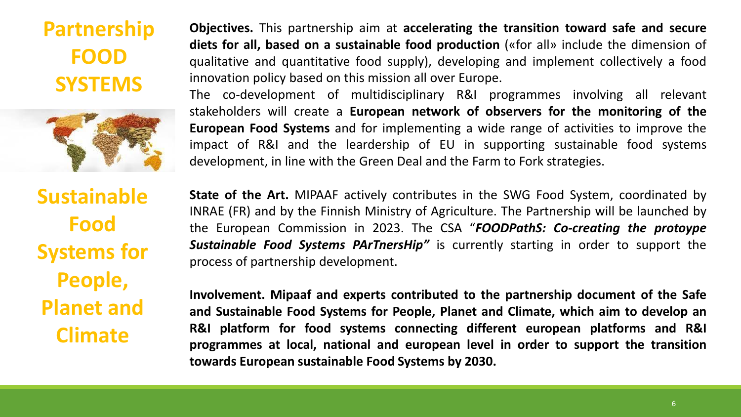# Partnership FOOD SYSTEMS

## Sustainable Food Systems for People, Planet and Climate

**Objectives.** This partnership aim at **accelerating the transition toward safe and secure diets for all, based on a sustainable food production** («for all» include the dimension of qualitative and quantitative food supply), developing and implement collectively a food innovation policy based on this mission all over Europe.

The co-development of multidisciplinary R&I programmes involving all relevant stakeholders will create a **European network of observers for the monitoring of the European Food Systems** and for implementing a wide range of activities to improve the impact of R&I and the leardership of EU in supporting sustainable food systems development, in line with the Green Deal and the Farm to Fork strategies.

**State of the Art.** MIPAAF actively contributes in the SWG Food System, coordinated by INRAE (FR) and by the Finnish Ministry of Agriculture. The Partnership will be launched by the European Commission in 2023. The CSA "***FOODPathS: Co-creating the protoype Sustainable Food Systems PArTnersHip"*** is currently starting in order to support the process of partnership development.

**Involvement. Mipaaf and experts contributed to the partnership document of the Safe and Sustainable Food Systems for People, Planet and Climate, which aim to develop an R&I platform for food systems connecting different european platforms and R&I programmes at local, national and european level in order to support the transition towards European sustainable Food Systems by 2030.**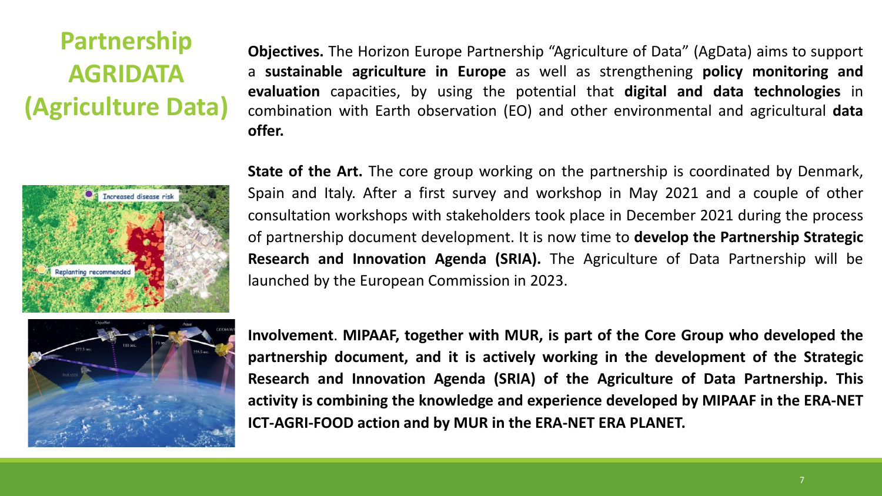# Partnership AGRIDATA (Agriculture Data)

**Objectives.** The Horizon Europe Partnership "Agriculture of Data" (AgData) aims to support a **sustainable agriculture in Europe** as well as strengthening **policy monitoring and evaluation** capacities, by using the potential that **digital and data technologies** in combination with Earth observation (EO) and other environmental and agricultural **data offer.**

**State of the Art.** The core group working on the partnership is coordinated by Denmark, Spain and Italy. After a first survey and workshop in May 2021 and a couple of other consultation workshops with stakeholders took place in December 2021 during the process of partnership document development. It is now time to **develop the Partnership Strategic Research and Innovation Agenda (SRIA).** The Agriculture of Data Partnership will be launched by the European Commission in 2023.

**Involvement**. **MIPAAF, together with MUR, is part of the Core Group who developed the partnership document, and it is actively working in the development of the Strategic Research and Innovation Agenda (SRIA) of the Agriculture of Data Partnership. This activity is combining the knowledge and experience developed by MIPAAF in the ERA-NET ICT-AGRI-FOOD action and by MUR in the ERA-NET ERA PLANET.**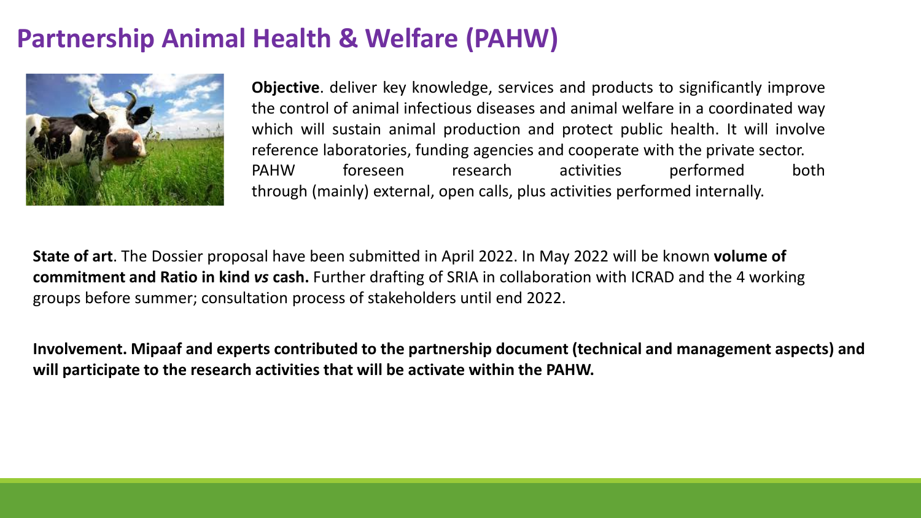# Partnership Animal Health & Welfare (PAHW)

**Objective**. deliver key knowledge, services and products to significantly improve the control of animal infectious diseases and animal welfare in a coordinated way which will sustain animal production and protect public health. It will involve reference laboratories, funding agencies and cooperate with the private sector. PAHW foreseen research activities performed both through (mainly) external, open calls, plus activities performed internally.

**State of art**. The Dossier proposal have been submitted in April 2022. In May 2022 will be known **volume of commitment and Ratio in kind *vs* cash.** Further drafting of SRIA in collaboration with ICRAD and the 4 working groups before summer; consultation process of stakeholders until end 2022.

**Involvement. Mipaaf and experts contributed to the partnership document (technical and management aspects) and will participate to the research activities that will be activate within the PAHW.**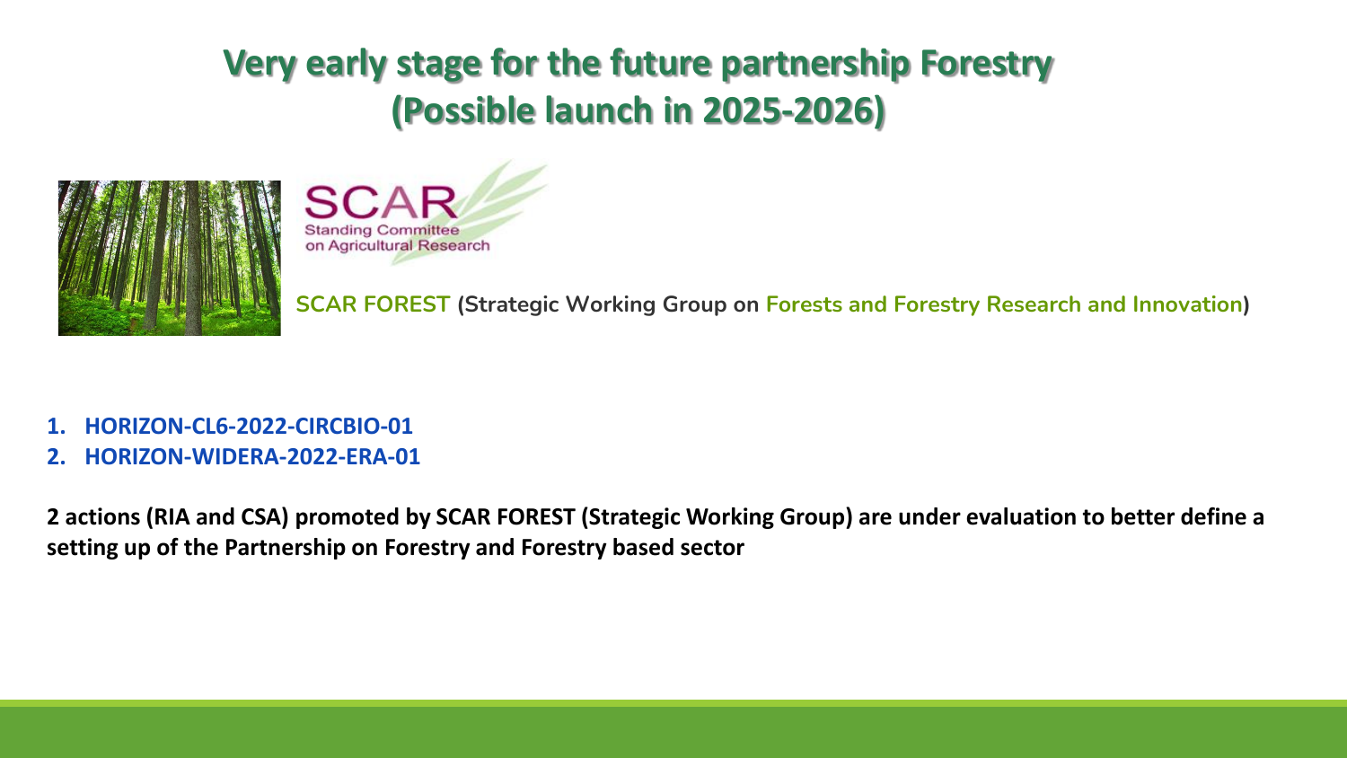# Very early stage for the future partnership Forestry (Possible launch in 2025-2026)

SCAR Standing Committee on Agricultural Research

**SCAR FOREST (Strategic Working Group on Forests and Forestry Research and Innovation)**

1. **HORIZON-CL6-2022-CIRCBIO-01**
2. **HORIZON-WIDERA-2022-ERA-01**

**2 actions (RIA and CSA) promoted by SCAR FOREST (Strategic Working Group) are under evaluation to better define a setting up of the Partnership on Forestry and Forestry based sector**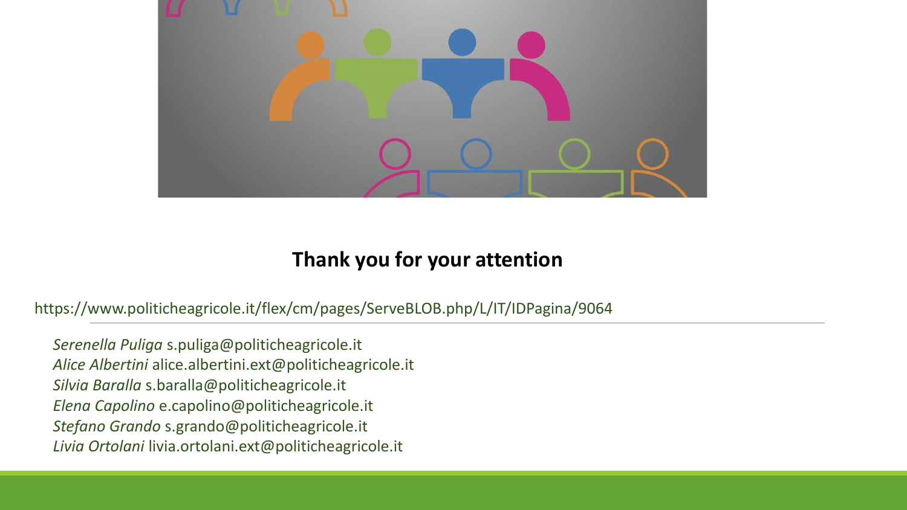**Thank you for your attention**

https://www.politicheagricole.it/flex/cm/pages/ServeBLOB.php/L/IT/IDPagina/9064

*Serenella Puliga* s.puliga@politicheagricole.it
*Alice Albertini* alice.albertini.ext@politicheagricole.it
*Silvia Baralla* s.baralla@politicheagricole.it
*Elena Capolino* e.capolino@politicheagricole.it
*Stefano Grando* s.grando@politicheagricole.it
*Livia Ortolani* livia.ortolani.ext@politicheagricole.it